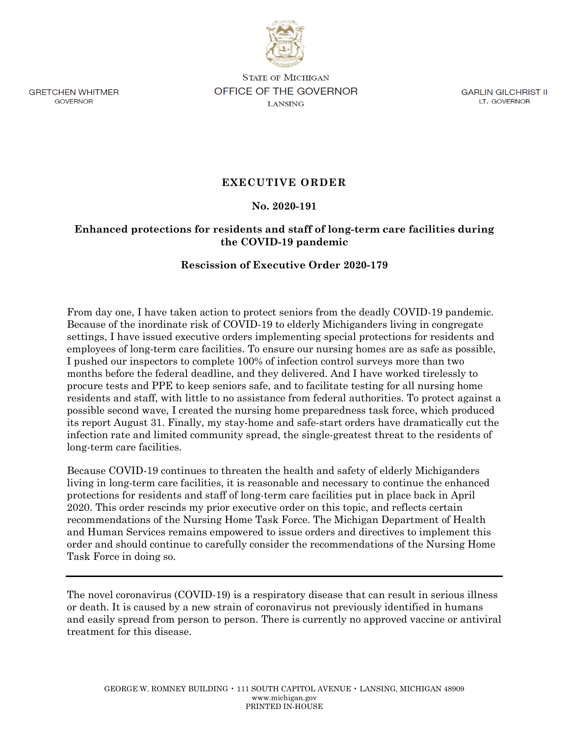GRETCHEN WHITMER
GOVERNOR

STATE OF MICHIGAN
OFFICE OF THE GOVERNOR
LANSING

GARLIN GILCHRIST II
LT. GOVERNOR

# EXECUTIVE ORDER

## No. 2020-191

## Enhanced protections for residents and staff of long-term care facilities during the COVID-19 pandemic

## Rescission of Executive Order 2020-179

From day one, I have taken action to protect seniors from the deadly COVID-19 pandemic. Because of the inordinate risk of COVID-19 to elderly Michiganders living in congregate settings, I have issued executive orders implementing special protections for residents and employees of long-term care facilities. To ensure our nursing homes are as safe as possible, I pushed our inspectors to complete 100% of infection control surveys more than two months before the federal deadline, and they delivered. And I have worked tirelessly to procure tests and PPE to keep seniors safe, and to facilitate testing for all nursing home residents and staff, with little to no assistance from federal authorities. To protect against a possible second wave, I created the nursing home preparedness task force, which produced its report August 31. Finally, my stay-home and safe-start orders have dramatically cut the infection rate and limited community spread, the single-greatest threat to the residents of long-term care facilities.

Because COVID-19 continues to threaten the health and safety of elderly Michiganders living in long-term care facilities, it is reasonable and necessary to continue the enhanced protections for residents and staff of long-term care facilities put in place back in April 2020. This order rescinds my prior executive order on this topic, and reflects certain recommendations of the Nursing Home Task Force. The Michigan Department of Health and Human Services remains empowered to issue orders and directives to implement this order and should continue to carefully consider the recommendations of the Nursing Home Task Force in doing so.

---

The novel coronavirus (COVID-19) is a respiratory disease that can result in serious illness or death. It is caused by a new strain of coronavirus not previously identified in humans and easily spread from person to person. There is currently no approved vaccine or antiviral treatment for this disease.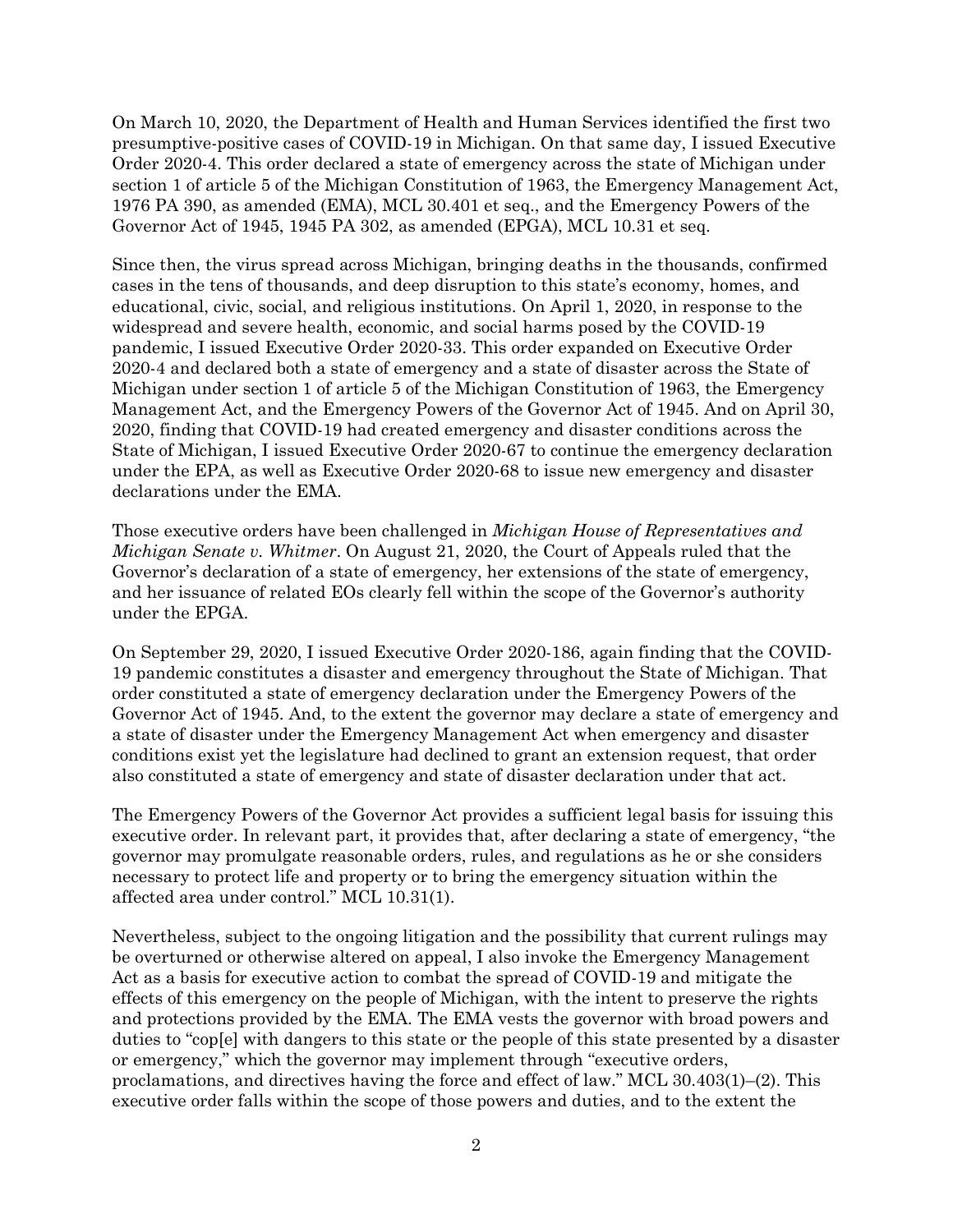On March 10, 2020, the Department of Health and Human Services identified the first two presumptive-positive cases of COVID-19 in Michigan. On that same day, I issued Executive Order 2020-4. This order declared a state of emergency across the state of Michigan under section 1 of article 5 of the Michigan Constitution of 1963, the Emergency Management Act, 1976 PA 390, as amended (EMA), MCL 30.401 et seq., and the Emergency Powers of the Governor Act of 1945, 1945 PA 302, as amended (EPGA), MCL 10.31 et seq.

Since then, the virus spread across Michigan, bringing deaths in the thousands, confirmed cases in the tens of thousands, and deep disruption to this state's economy, homes, and educational, civic, social, and religious institutions. On April 1, 2020, in response to the widespread and severe health, economic, and social harms posed by the COVID-19 pandemic, I issued Executive Order 2020-33. This order expanded on Executive Order 2020-4 and declared both a state of emergency and a state of disaster across the State of Michigan under section 1 of article 5 of the Michigan Constitution of 1963, the Emergency Management Act, and the Emergency Powers of the Governor Act of 1945. And on April 30, 2020, finding that COVID-19 had created emergency and disaster conditions across the State of Michigan, I issued Executive Order 2020-67 to continue the emergency declaration under the EPA, as well as Executive Order 2020-68 to issue new emergency and disaster declarations under the EMA.

Those executive orders have been challenged in *Michigan House of Representatives and Michigan Senate v. Whitmer*. On August 21, 2020, the Court of Appeals ruled that the Governor's declaration of a state of emergency, her extensions of the state of emergency, and her issuance of related EOs clearly fell within the scope of the Governor's authority under the EPGA.

On September 29, 2020, I issued Executive Order 2020-186, again finding that the COVID-19 pandemic constitutes a disaster and emergency throughout the State of Michigan. That order constituted a state of emergency declaration under the Emergency Powers of the Governor Act of 1945. And, to the extent the governor may declare a state of emergency and a state of disaster under the Emergency Management Act when emergency and disaster conditions exist yet the legislature had declined to grant an extension request, that order also constituted a state of emergency and state of disaster declaration under that act.

The Emergency Powers of the Governor Act provides a sufficient legal basis for issuing this executive order. In relevant part, it provides that, after declaring a state of emergency, "the governor may promulgate reasonable orders, rules, and regulations as he or she considers necessary to protect life and property or to bring the emergency situation within the affected area under control." MCL 10.31(1).

Nevertheless, subject to the ongoing litigation and the possibility that current rulings may be overturned or otherwise altered on appeal, I also invoke the Emergency Management Act as a basis for executive action to combat the spread of COVID-19 and mitigate the effects of this emergency on the people of Michigan, with the intent to preserve the rights and protections provided by the EMA. The EMA vests the governor with broad powers and duties to "cop[e] with dangers to this state or the people of this state presented by a disaster or emergency," which the governor may implement through "executive orders, proclamations, and directives having the force and effect of law." MCL 30.403(1)–(2). This executive order falls within the scope of those powers and duties, and to the extent the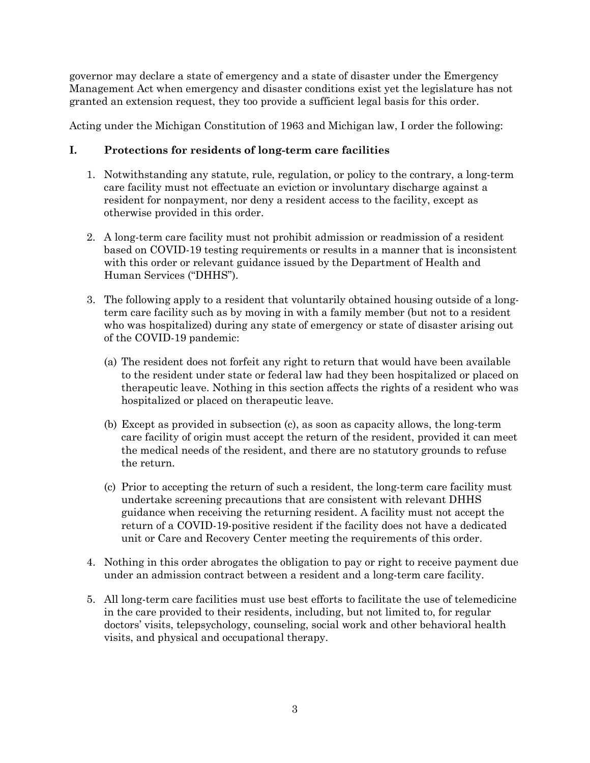governor may declare a state of emergency and a state of disaster under the Emergency Management Act when emergency and disaster conditions exist yet the legislature has not granted an extension request, they too provide a sufficient legal basis for this order.

Acting under the Michigan Constitution of 1963 and Michigan law, I order the following:

## I. Protections for residents of long-term care facilities

1. Notwithstanding any statute, rule, regulation, or policy to the contrary, a long-term care facility must not effectuate an eviction or involuntary discharge against a resident for nonpayment, nor deny a resident access to the facility, except as otherwise provided in this order.

2. A long-term care facility must not prohibit admission or readmission of a resident based on COVID-19 testing requirements or results in a manner that is inconsistent with this order or relevant guidance issued by the Department of Health and Human Services ("DHHS").

3. The following apply to a resident that voluntarily obtained housing outside of a long-term care facility such as by moving in with a family member (but not to a resident who was hospitalized) during any state of emergency or state of disaster arising out of the COVID-19 pandemic:

   (a) The resident does not forfeit any right to return that would have been available to the resident under state or federal law had they been hospitalized or placed on therapeutic leave. Nothing in this section affects the rights of a resident who was hospitalized or placed on therapeutic leave.

   (b) Except as provided in subsection (c), as soon as capacity allows, the long-term care facility of origin must accept the return of the resident, provided it can meet the medical needs of the resident, and there are no statutory grounds to refuse the return.

   (c) Prior to accepting the return of such a resident, the long-term care facility must undertake screening precautions that are consistent with relevant DHHS guidance when receiving the returning resident. A facility must not accept the return of a COVID-19-positive resident if the facility does not have a dedicated unit or Care and Recovery Center meeting the requirements of this order.

4. Nothing in this order abrogates the obligation to pay or right to receive payment due under an admission contract between a resident and a long-term care facility.

5. All long-term care facilities must use best efforts to facilitate the use of telemedicine in the care provided to their residents, including, but not limited to, for regular doctors' visits, telepsychology, counseling, social work and other behavioral health visits, and physical and occupational therapy.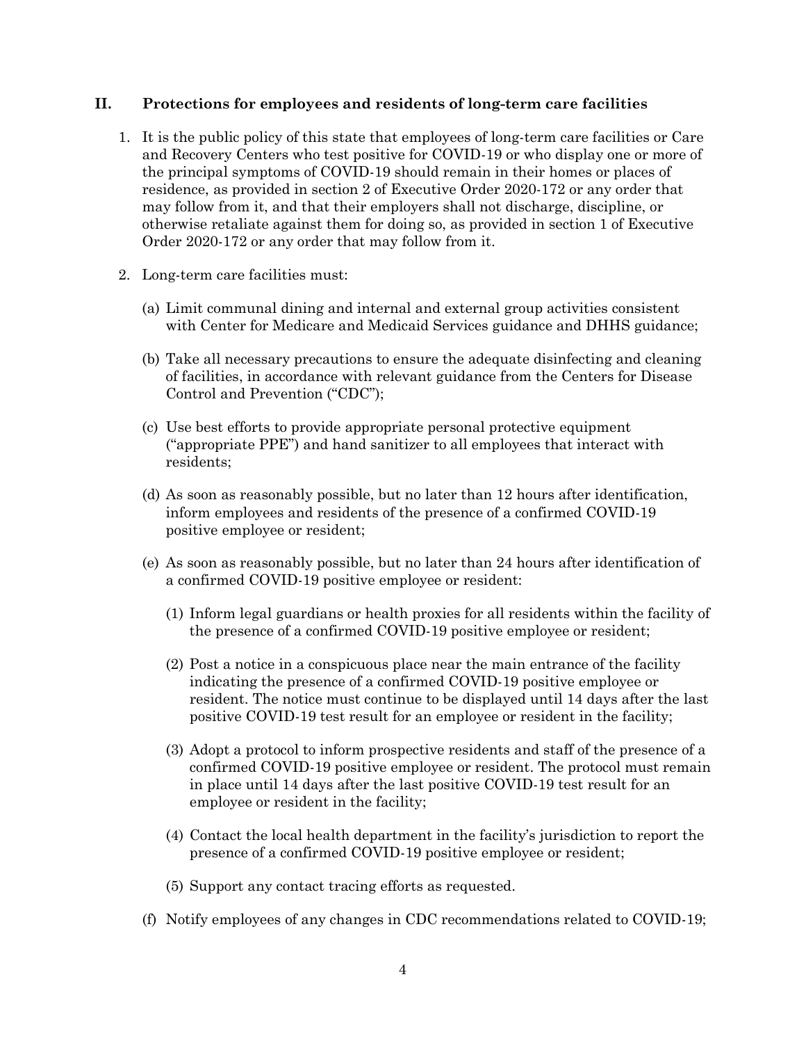## II. Protections for employees and residents of long-term care facilities

1. It is the public policy of this state that employees of long-term care facilities or Care and Recovery Centers who test positive for COVID-19 or who display one or more of the principal symptoms of COVID-19 should remain in their homes or places of residence, as provided in section 2 of Executive Order 2020-172 or any order that may follow from it, and that their employers shall not discharge, discipline, or otherwise retaliate against them for doing so, as provided in section 1 of Executive Order 2020-172 or any order that may follow from it.

2. Long-term care facilities must:

   (a) Limit communal dining and internal and external group activities consistent with Center for Medicare and Medicaid Services guidance and DHHS guidance;

   (b) Take all necessary precautions to ensure the adequate disinfecting and cleaning of facilities, in accordance with relevant guidance from the Centers for Disease Control and Prevention ("CDC");

   (c) Use best efforts to provide appropriate personal protective equipment ("appropriate PPE") and hand sanitizer to all employees that interact with residents;

   (d) As soon as reasonably possible, but no later than 12 hours after identification, inform employees and residents of the presence of a confirmed COVID-19 positive employee or resident;

   (e) As soon as reasonably possible, but no later than 24 hours after identification of a confirmed COVID-19 positive employee or resident:

      (1) Inform legal guardians or health proxies for all residents within the facility of the presence of a confirmed COVID-19 positive employee or resident;

      (2) Post a notice in a conspicuous place near the main entrance of the facility indicating the presence of a confirmed COVID-19 positive employee or resident. The notice must continue to be displayed until 14 days after the last positive COVID-19 test result for an employee or resident in the facility;

      (3) Adopt a protocol to inform prospective residents and staff of the presence of a confirmed COVID-19 positive employee or resident. The protocol must remain in place until 14 days after the last positive COVID-19 test result for an employee or resident in the facility;

      (4) Contact the local health department in the facility's jurisdiction to report the presence of a confirmed COVID-19 positive employee or resident;

      (5) Support any contact tracing efforts as requested.

   (f) Notify employees of any changes in CDC recommendations related to COVID-19;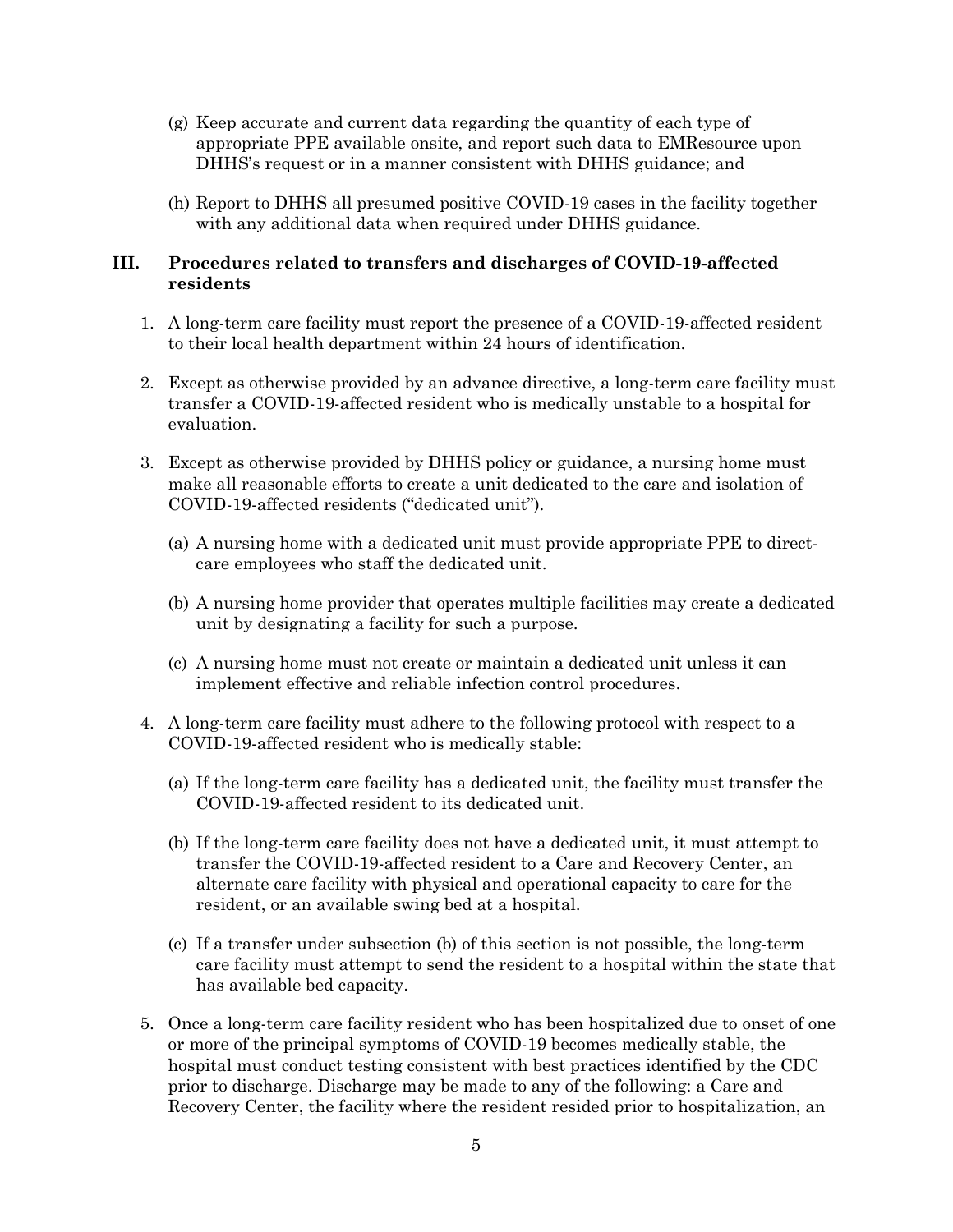(g) Keep accurate and current data regarding the quantity of each type of appropriate PPE available onsite, and report such data to EMResource upon DHHS's request or in a manner consistent with DHHS guidance; and

(h) Report to DHHS all presumed positive COVID-19 cases in the facility together with any additional data when required under DHHS guidance.

## III. Procedures related to transfers and discharges of COVID-19-affected residents

1. A long-term care facility must report the presence of a COVID-19-affected resident to their local health department within 24 hours of identification.

2. Except as otherwise provided by an advance directive, a long-term care facility must transfer a COVID-19-affected resident who is medically unstable to a hospital for evaluation.

3. Except as otherwise provided by DHHS policy or guidance, a nursing home must make all reasonable efforts to create a unit dedicated to the care and isolation of COVID-19-affected residents ("dedicated unit").

   (a) A nursing home with a dedicated unit must provide appropriate PPE to direct-care employees who staff the dedicated unit.

   (b) A nursing home provider that operates multiple facilities may create a dedicated unit by designating a facility for such a purpose.

   (c) A nursing home must not create or maintain a dedicated unit unless it can implement effective and reliable infection control procedures.

4. A long-term care facility must adhere to the following protocol with respect to a COVID-19-affected resident who is medically stable:

   (a) If the long-term care facility has a dedicated unit, the facility must transfer the COVID-19-affected resident to its dedicated unit.

   (b) If the long-term care facility does not have a dedicated unit, it must attempt to transfer the COVID-19-affected resident to a Care and Recovery Center, an alternate care facility with physical and operational capacity to care for the resident, or an available swing bed at a hospital.

   (c) If a transfer under subsection (b) of this section is not possible, the long-term care facility must attempt to send the resident to a hospital within the state that has available bed capacity.

5. Once a long-term care facility resident who has been hospitalized due to onset of one or more of the principal symptoms of COVID-19 becomes medically stable, the hospital must conduct testing consistent with best practices identified by the CDC prior to discharge. Discharge may be made to any of the following: a Care and Recovery Center, the facility where the resident resided prior to hospitalization, an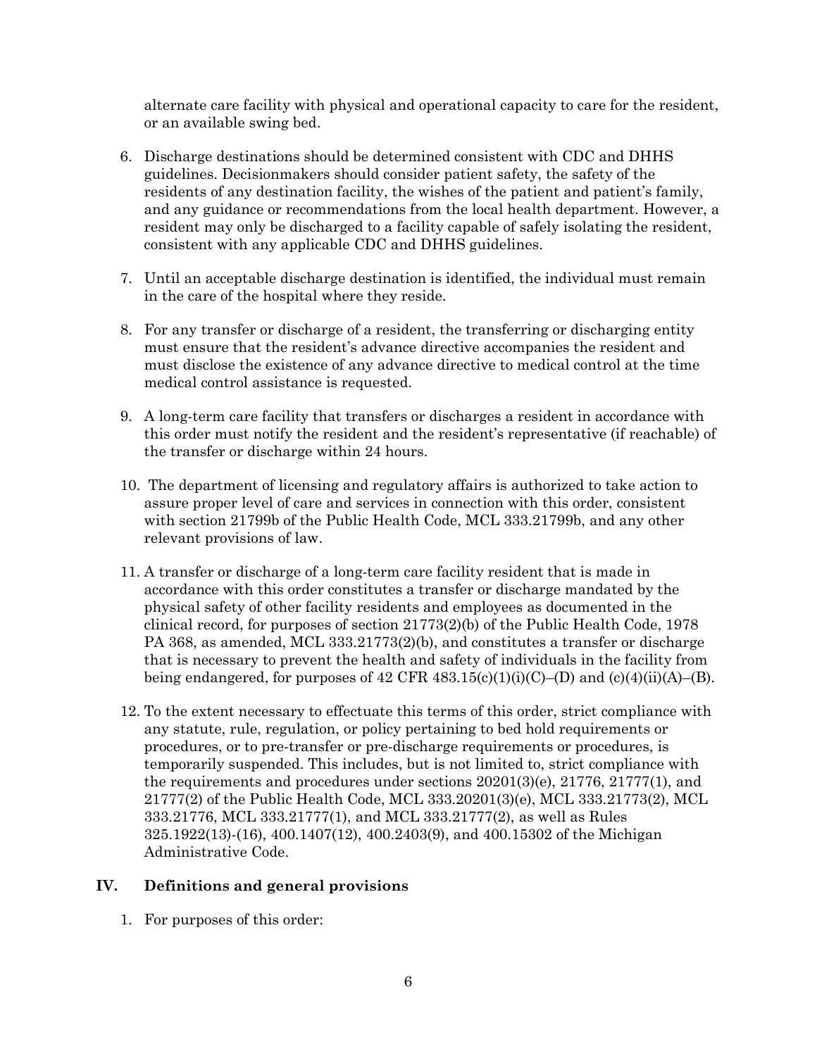alternate care facility with physical and operational capacity to care for the resident, or an available swing bed.

6. Discharge destinations should be determined consistent with CDC and DHHS guidelines. Decisionmakers should consider patient safety, the safety of the residents of any destination facility, the wishes of the patient and patient's family, and any guidance or recommendations from the local health department. However, a resident may only be discharged to a facility capable of safely isolating the resident, consistent with any applicable CDC and DHHS guidelines.

7. Until an acceptable discharge destination is identified, the individual must remain in the care of the hospital where they reside.

8. For any transfer or discharge of a resident, the transferring or discharging entity must ensure that the resident's advance directive accompanies the resident and must disclose the existence of any advance directive to medical control at the time medical control assistance is requested.

9. A long-term care facility that transfers or discharges a resident in accordance with this order must notify the resident and the resident's representative (if reachable) of the transfer or discharge within 24 hours.

10. The department of licensing and regulatory affairs is authorized to take action to assure proper level of care and services in connection with this order, consistent with section 21799b of the Public Health Code, MCL 333.21799b, and any other relevant provisions of law.

11. A transfer or discharge of a long-term care facility resident that is made in accordance with this order constitutes a transfer or discharge mandated by the physical safety of other facility residents and employees as documented in the clinical record, for purposes of section 21773(2)(b) of the Public Health Code, 1978 PA 368, as amended, MCL 333.21773(2)(b), and constitutes a transfer or discharge that is necessary to prevent the health and safety of individuals in the facility from being endangered, for purposes of 42 CFR 483.15(c)(1)(i)(C)–(D) and (c)(4)(ii)(A)–(B).

12. To the extent necessary to effectuate this terms of this order, strict compliance with any statute, rule, regulation, or policy pertaining to bed hold requirements or procedures, or to pre-transfer or pre-discharge requirements or procedures, is temporarily suspended. This includes, but is not limited to, strict compliance with the requirements and procedures under sections 20201(3)(e), 21776, 21777(1), and 21777(2) of the Public Health Code, MCL 333.20201(3)(e), MCL 333.21773(2), MCL 333.21776, MCL 333.21777(1), and MCL 333.21777(2), as well as Rules 325.1922(13)-(16), 400.1407(12), 400.2403(9), and 400.15302 of the Michigan Administrative Code.

## IV. Definitions and general provisions

1. For purposes of this order: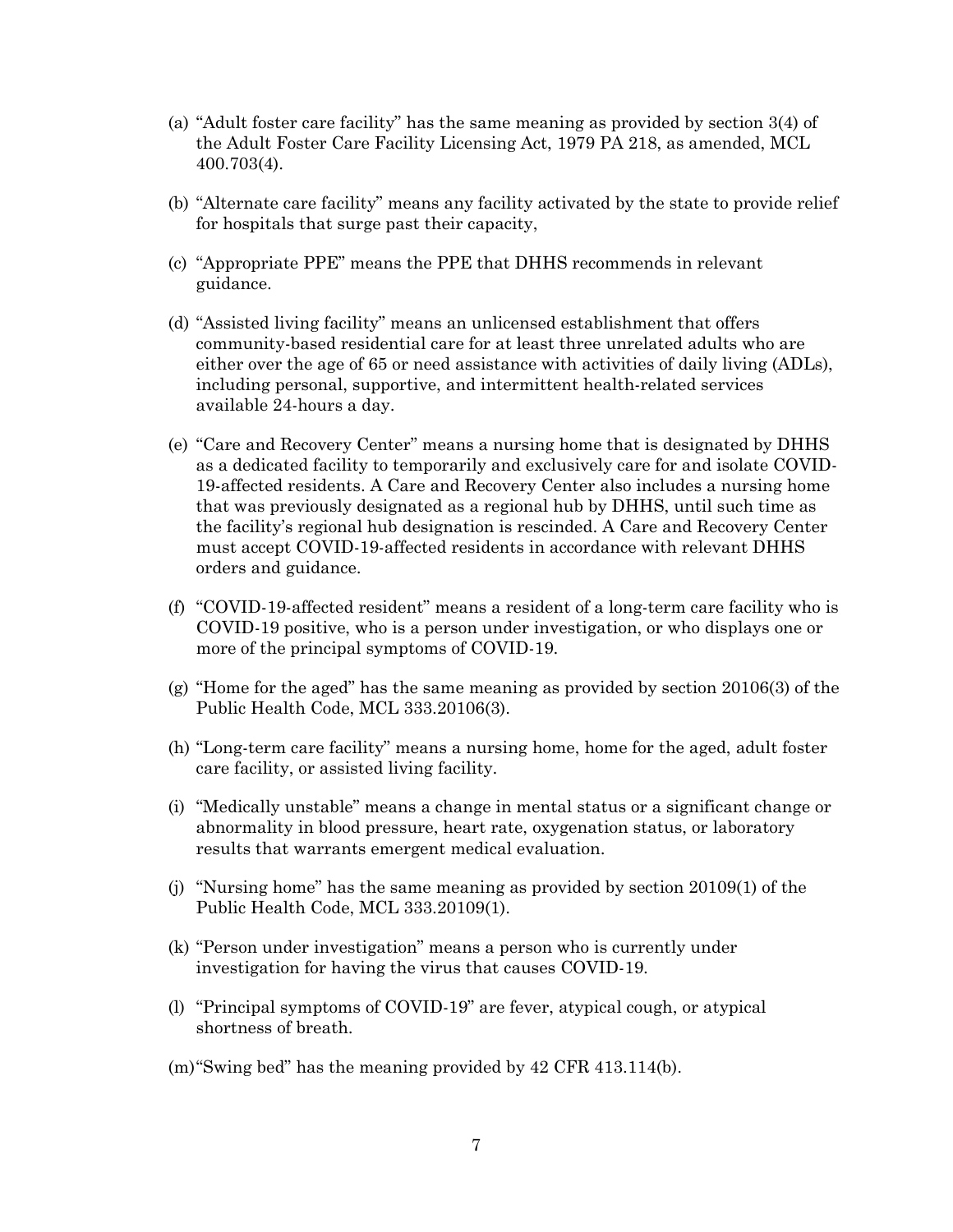(a) "Adult foster care facility" has the same meaning as provided by section 3(4) of the Adult Foster Care Facility Licensing Act, 1979 PA 218, as amended, MCL 400.703(4).

(b) "Alternate care facility" means any facility activated by the state to provide relief for hospitals that surge past their capacity,

(c) "Appropriate PPE" means the PPE that DHHS recommends in relevant guidance.

(d) "Assisted living facility" means an unlicensed establishment that offers community-based residential care for at least three unrelated adults who are either over the age of 65 or need assistance with activities of daily living (ADLs), including personal, supportive, and intermittent health-related services available 24-hours a day.

(e) "Care and Recovery Center" means a nursing home that is designated by DHHS as a dedicated facility to temporarily and exclusively care for and isolate COVID-19-affected residents. A Care and Recovery Center also includes a nursing home that was previously designated as a regional hub by DHHS, until such time as the facility's regional hub designation is rescinded. A Care and Recovery Center must accept COVID-19-affected residents in accordance with relevant DHHS orders and guidance.

(f) "COVID-19-affected resident" means a resident of a long-term care facility who is COVID-19 positive, who is a person under investigation, or who displays one or more of the principal symptoms of COVID-19.

(g) "Home for the aged" has the same meaning as provided by section 20106(3) of the Public Health Code, MCL 333.20106(3).

(h) "Long-term care facility" means a nursing home, home for the aged, adult foster care facility, or assisted living facility.

(i) "Medically unstable" means a change in mental status or a significant change or abnormality in blood pressure, heart rate, oxygenation status, or laboratory results that warrants emergent medical evaluation.

(j) "Nursing home" has the same meaning as provided by section 20109(1) of the Public Health Code, MCL 333.20109(1).

(k) "Person under investigation" means a person who is currently under investigation for having the virus that causes COVID-19.

(l) "Principal symptoms of COVID-19" are fever, atypical cough, or atypical shortness of breath.

(m) "Swing bed" has the meaning provided by 42 CFR 413.114(b).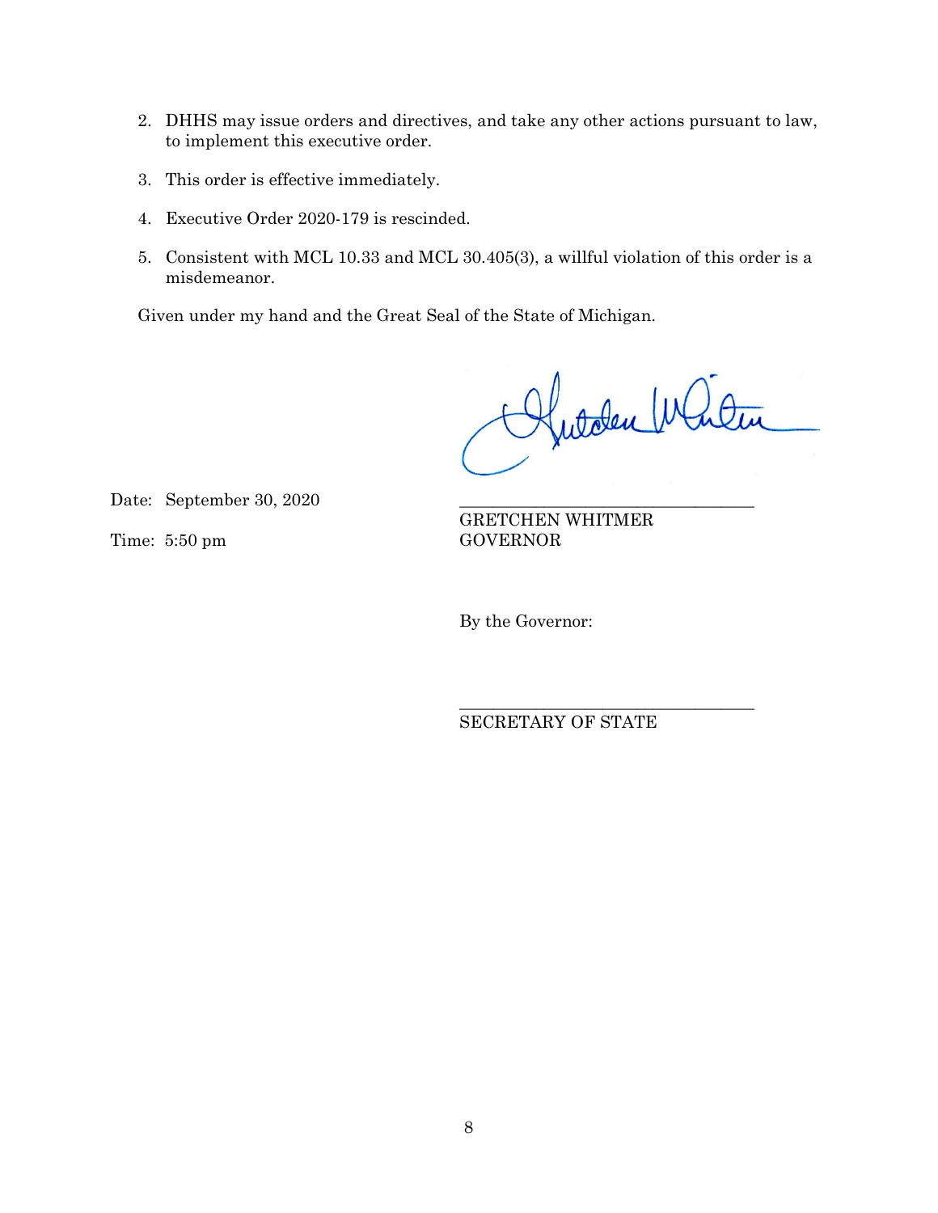2. DHHS may issue orders and directives, and take any other actions pursuant to law, to implement this executive order.

3. This order is effective immediately.

4. Executive Order 2020-179 is rescinded.

5. Consistent with MCL 10.33 and MCL 30.405(3), a willful violation of this order is a misdemeanor.

Given under my hand and the Great Seal of the State of Michigan.

Date: September 30, 2020

Time: 5:50 pm

\_\_\_\_\_\_\_\_\_\_\_\_\_\_\_\_\_\_\_\_\_\_\_\_\_\_\_\_\_\_\_\_\_\_\_\_

GRETCHEN WHITMER
GOVERNOR

By the Governor:

\_\_\_\_\_\_\_\_\_\_\_\_\_\_\_\_\_\_\_\_\_\_\_\_\_\_\_\_\_\_\_\_\_\_\_\_

SECRETARY OF STATE